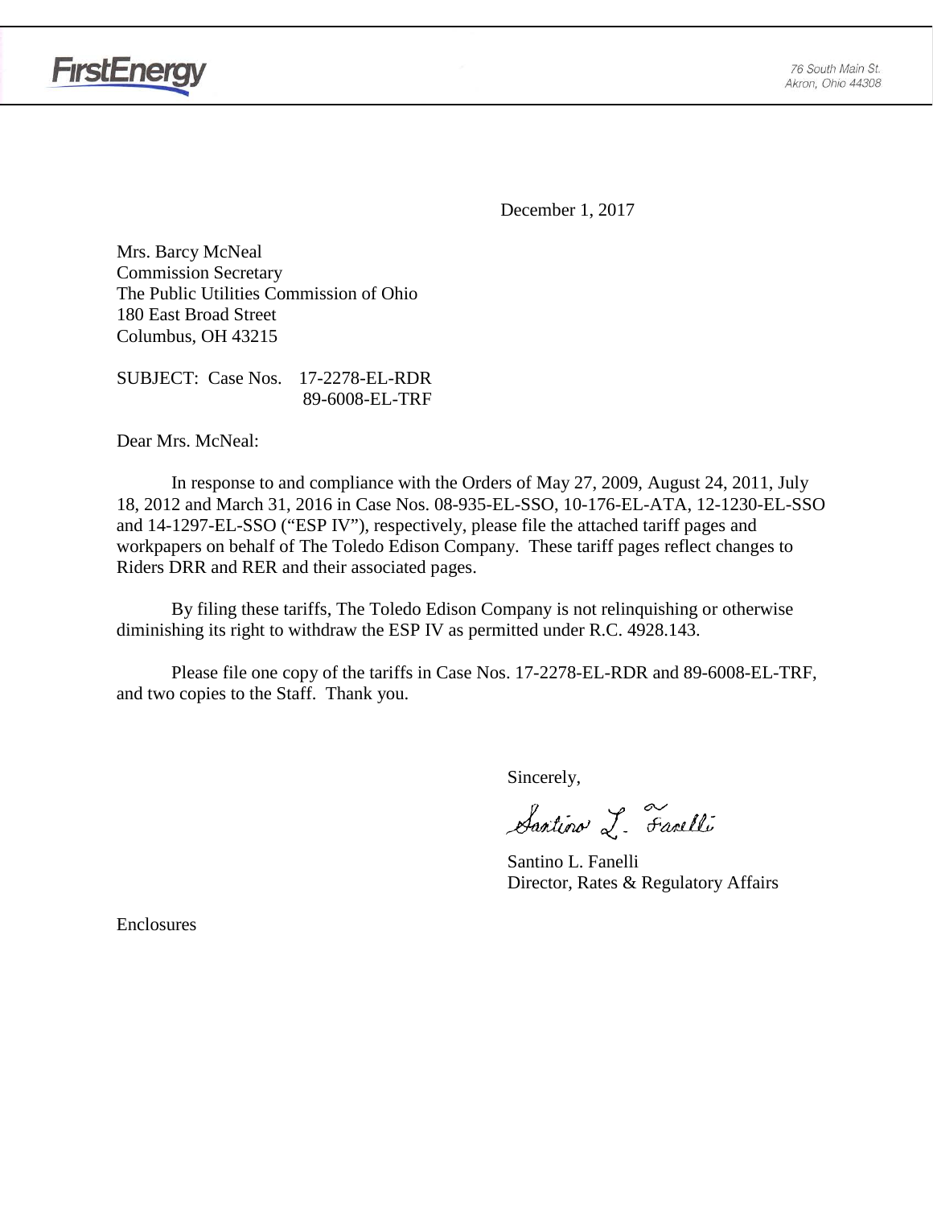FirstEnergy

76 South Main St.
Akron, Ohio 44308

December 1, 2017

Mrs. Barcy McNeal
Commission Secretary
The Public Utilities Commission of Ohio
180 East Broad Street
Columbus, OH 43215

SUBJECT: Case Nos. 17-2278-EL-RDR
89-6008-EL-TRF

Dear Mrs. McNeal:

In response to and compliance with the Orders of May 27, 2009, August 24, 2011, July 18, 2012 and March 31, 2016 in Case Nos. 08-935-EL-SSO, 10-176-EL-ATA, 12-1230-EL-SSO and 14-1297-EL-SSO ("ESP IV"), respectively, please file the attached tariff pages and workpapers on behalf of The Toledo Edison Company. These tariff pages reflect changes to Riders DRR and RER and their associated pages.

By filing these tariffs, The Toledo Edison Company is not relinquishing or otherwise diminishing its right to withdraw the ESP IV as permitted under R.C. 4928.143.

Please file one copy of the tariffs in Case Nos. 17-2278-EL-RDR and 89-6008-EL-TRF, and two copies to the Staff. Thank you.

Sincerely,

Santino L. Fanelli

Santino L. Fanelli
Director, Rates & Regulatory Affairs

Enclosures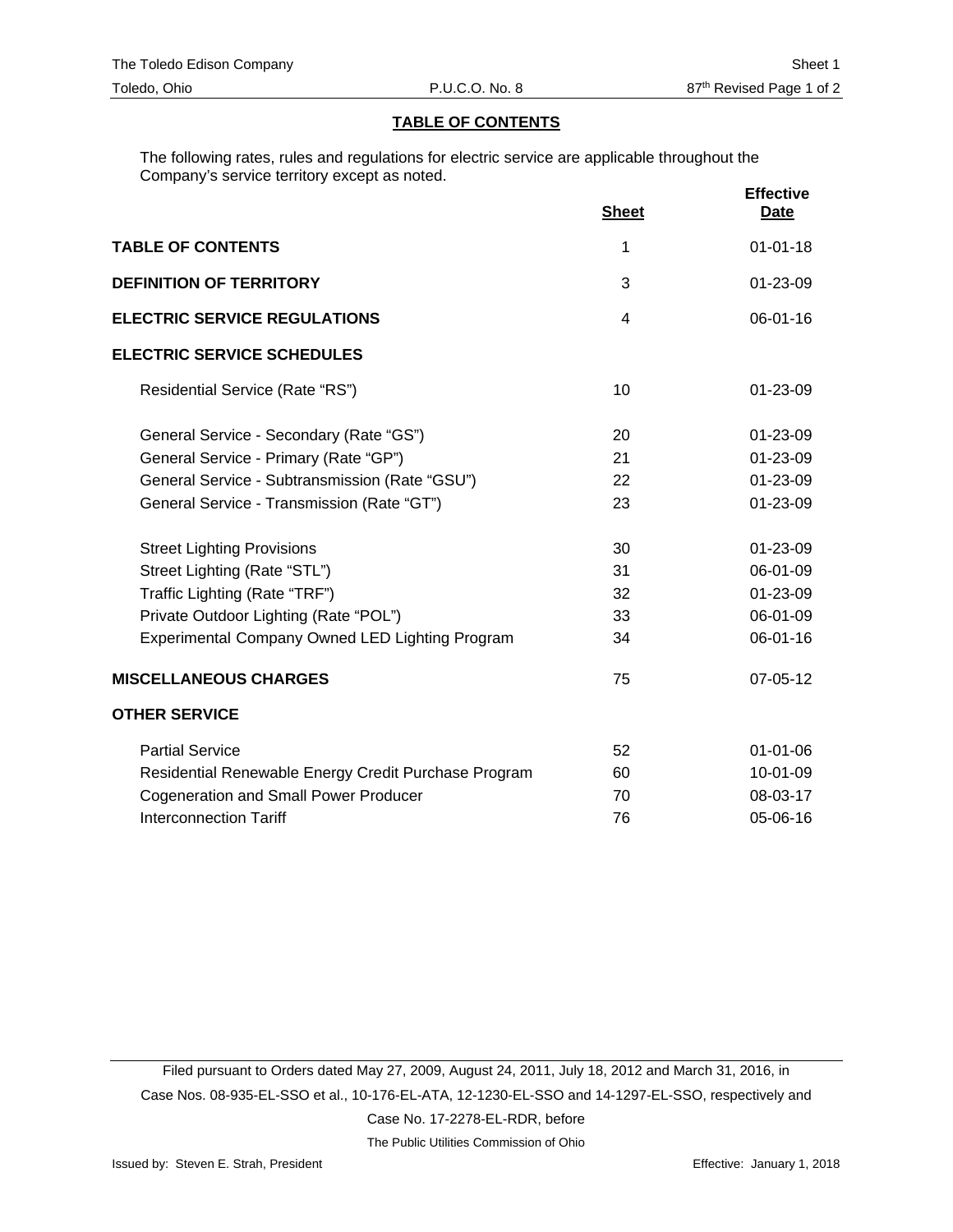## TABLE OF CONTENTS

The following rates, rules and regulations for electric service are applicable throughout the Company's service territory except as noted.

| | Sheet | Effective Date |
|---|---|---|
| **TABLE OF CONTENTS** | 1 | 01-01-18 |
| **DEFINITION OF TERRITORY** | 3 | 01-23-09 |
| **ELECTRIC SERVICE REGULATIONS** | 4 | 06-01-16 |
| **ELECTRIC SERVICE SCHEDULES** | | |
| Residential Service (Rate "RS") | 10 | 01-23-09 |
| General Service - Secondary (Rate "GS") | 20 | 01-23-09 |
| General Service - Primary (Rate "GP") | 21 | 01-23-09 |
| General Service - Subtransmission (Rate "GSU") | 22 | 01-23-09 |
| General Service - Transmission (Rate "GT") | 23 | 01-23-09 |
| Street Lighting Provisions | 30 | 01-23-09 |
| Street Lighting (Rate "STL") | 31 | 06-01-09 |
| Traffic Lighting (Rate "TRF") | 32 | 01-23-09 |
| Private Outdoor Lighting (Rate "POL") | 33 | 06-01-09 |
| Experimental Company Owned LED Lighting Program | 34 | 06-01-16 |
| **MISCELLANEOUS CHARGES** | 75 | 07-05-12 |
| **OTHER SERVICE** | | |
| Partial Service | 52 | 01-01-06 |
| Residential Renewable Energy Credit Purchase Program | 60 | 10-01-09 |
| Cogeneration and Small Power Producer | 70 | 08-03-17 |
| Interconnection Tariff | 76 | 05-06-16 |

Filed pursuant to Orders dated May 27, 2009, August 24, 2011, July 18, 2012 and March 31, 2016, in Case Nos. 08-935-EL-SSO et al., 10-176-EL-ATA, 12-1230-EL-SSO and 14-1297-EL-SSO, respectively and Case No. 17-2278-EL-RDR, before The Public Utilities Commission of Ohio

Issued by: Steven E. Strah, President

Effective: January 1, 2018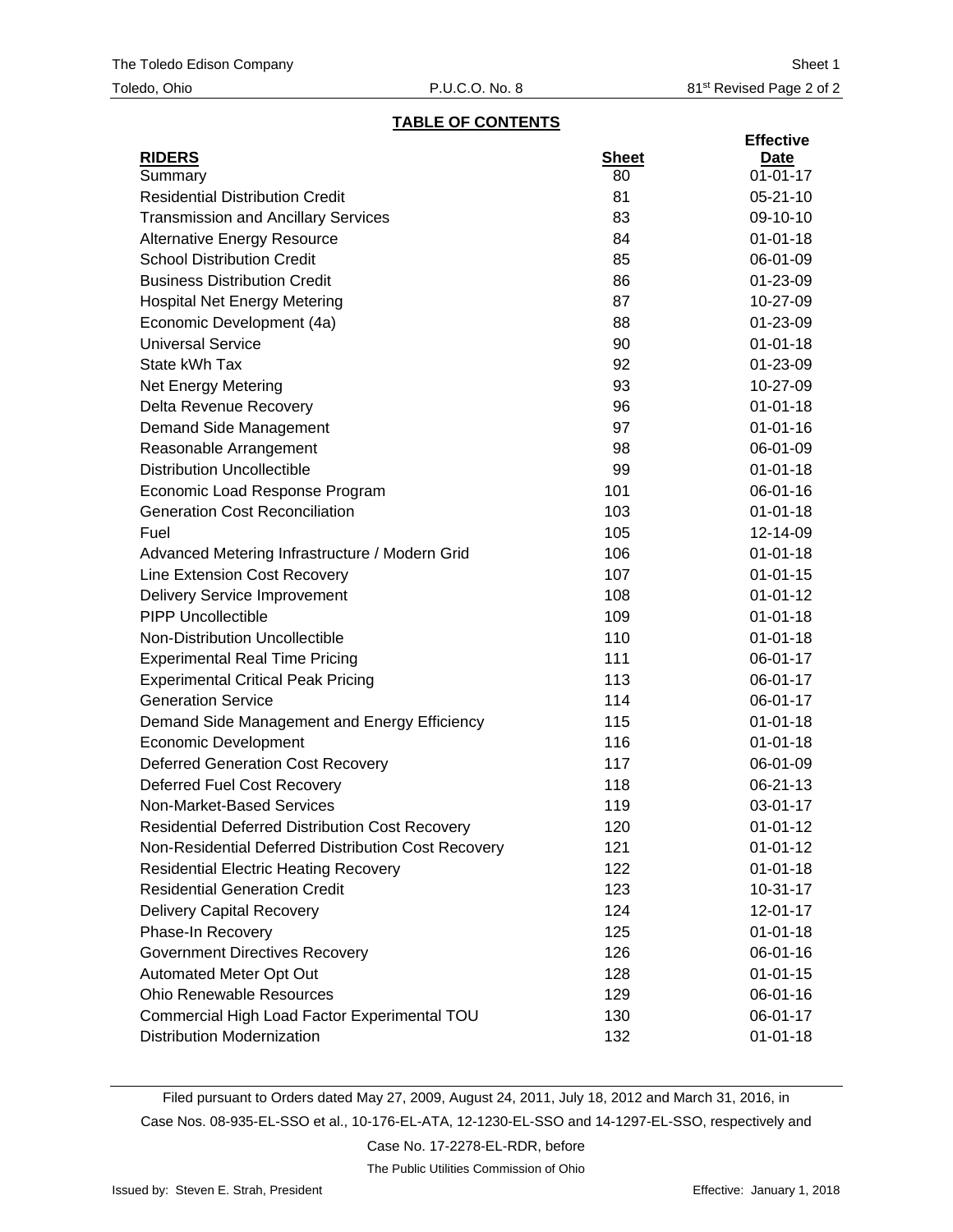## TABLE OF CONTENTS

| RIDERS | Sheet | Effective Date |
|---|---|---|
| Summary | 80 | 01-01-17 |
| Residential Distribution Credit | 81 | 05-21-10 |
| Transmission and Ancillary Services | 83 | 09-10-10 |
| Alternative Energy Resource | 84 | 01-01-18 |
| School Distribution Credit | 85 | 06-01-09 |
| Business Distribution Credit | 86 | 01-23-09 |
| Hospital Net Energy Metering | 87 | 10-27-09 |
| Economic Development (4a) | 88 | 01-23-09 |
| Universal Service | 90 | 01-01-18 |
| State kWh Tax | 92 | 01-23-09 |
| Net Energy Metering | 93 | 10-27-09 |
| Delta Revenue Recovery | 96 | 01-01-18 |
| Demand Side Management | 97 | 01-01-16 |
| Reasonable Arrangement | 98 | 06-01-09 |
| Distribution Uncollectible | 99 | 01-01-18 |
| Economic Load Response Program | 101 | 06-01-16 |
| Generation Cost Reconciliation | 103 | 01-01-18 |
| Fuel | 105 | 12-14-09 |
| Advanced Metering Infrastructure / Modern Grid | 106 | 01-01-18 |
| Line Extension Cost Recovery | 107 | 01-01-15 |
| Delivery Service Improvement | 108 | 01-01-12 |
| PIPP Uncollectible | 109 | 01-01-18 |
| Non-Distribution Uncollectible | 110 | 01-01-18 |
| Experimental Real Time Pricing | 111 | 06-01-17 |
| Experimental Critical Peak Pricing | 113 | 06-01-17 |
| Generation Service | 114 | 06-01-17 |
| Demand Side Management and Energy Efficiency | 115 | 01-01-18 |
| Economic Development | 116 | 01-01-18 |
| Deferred Generation Cost Recovery | 117 | 06-01-09 |
| Deferred Fuel Cost Recovery | 118 | 06-21-13 |
| Non-Market-Based Services | 119 | 03-01-17 |
| Residential Deferred Distribution Cost Recovery | 120 | 01-01-12 |
| Non-Residential Deferred Distribution Cost Recovery | 121 | 01-01-12 |
| Residential Electric Heating Recovery | 122 | 01-01-18 |
| Residential Generation Credit | 123 | 10-31-17 |
| Delivery Capital Recovery | 124 | 12-01-17 |
| Phase-In Recovery | 125 | 01-01-18 |
| Government Directives Recovery | 126 | 06-01-16 |
| Automated Meter Opt Out | 128 | 01-01-15 |
| Ohio Renewable Resources | 129 | 06-01-16 |
| Commercial High Load Factor Experimental TOU | 130 | 06-01-17 |
| Distribution Modernization | 132 | 01-01-18 |

Filed pursuant to Orders dated May 27, 2009, August 24, 2011, July 18, 2012 and March 31, 2016, in Case Nos. 08-935-EL-SSO et al., 10-176-EL-ATA, 12-1230-EL-SSO and 14-1297-EL-SSO, respectively and Case No. 17-2278-EL-RDR, before The Public Utilities Commission of Ohio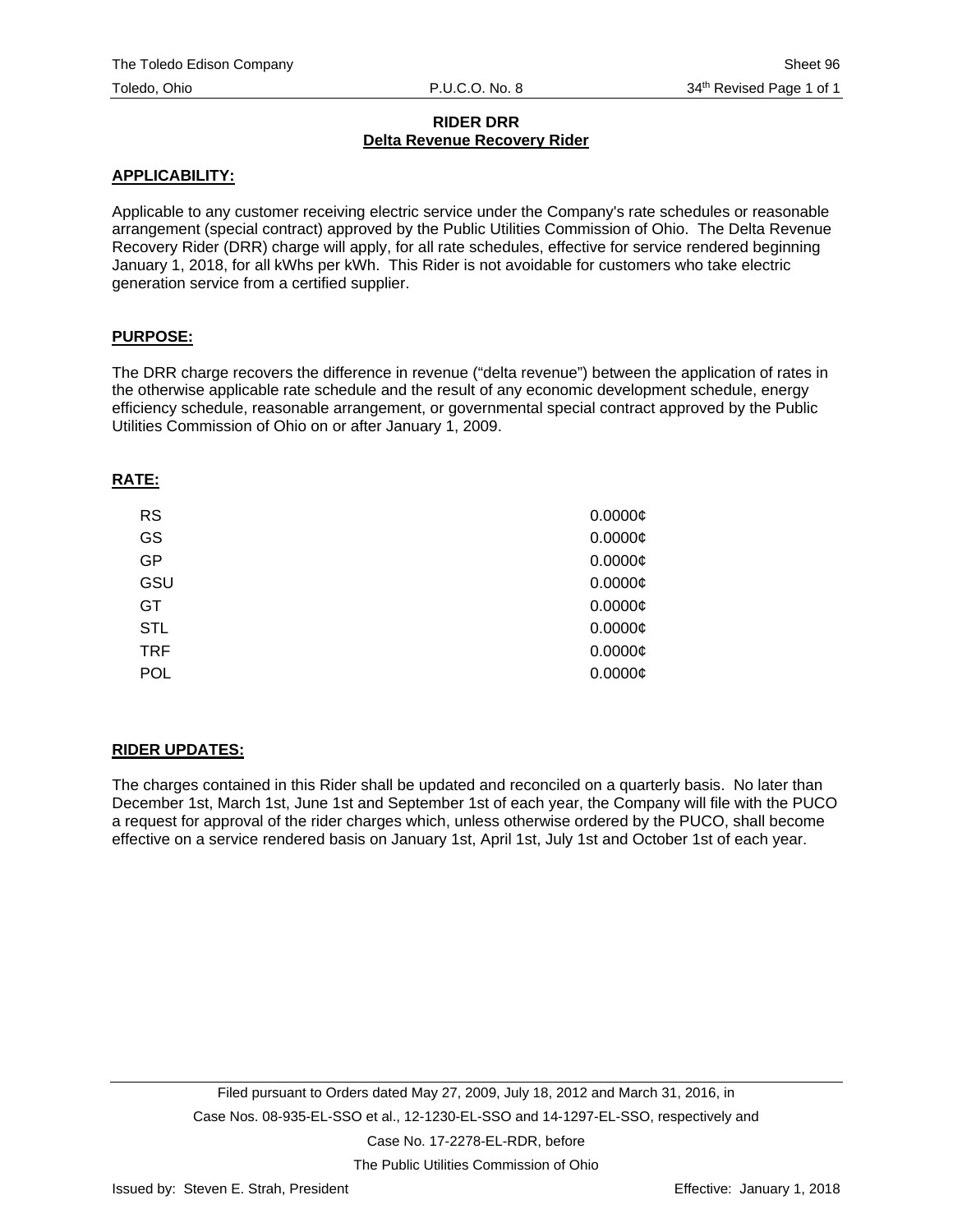# RIDER DRR

## Delta Revenue Recovery Rider

**APPLICABILITY:**

Applicable to any customer receiving electric service under the Company's rate schedules or reasonable arrangement (special contract) approved by the Public Utilities Commission of Ohio. The Delta Revenue Recovery Rider (DRR) charge will apply, for all rate schedules, effective for service rendered beginning January 1, 2018, for all kWhs per kWh. This Rider is not avoidable for customers who take electric generation service from a certified supplier.

**PURPOSE:**

The DRR charge recovers the difference in revenue ("delta revenue") between the application of rates in the otherwise applicable rate schedule and the result of any economic development schedule, energy efficiency schedule, reasonable arrangement, or governmental special contract approved by the Public Utilities Commission of Ohio on or after January 1, 2009.

**RATE:**

| | |
|---|---|
| RS | 0.0000¢ |
| GS | 0.0000¢ |
| GP | 0.0000¢ |
| GSU | 0.0000¢ |
| GT | 0.0000¢ |
| STL | 0.0000¢ |
| TRF | 0.0000¢ |
| POL | 0.0000¢ |

**RIDER UPDATES:**

The charges contained in this Rider shall be updated and reconciled on a quarterly basis. No later than December 1st, March 1st, June 1st and September 1st of each year, the Company will file with the PUCO a request for approval of the rider charges which, unless otherwise ordered by the PUCO, shall become effective on a service rendered basis on January 1st, April 1st, July 1st and October 1st of each year.

Filed pursuant to Orders dated May 27, 2009, July 18, 2012 and March 31, 2016, in Case Nos. 08-935-EL-SSO et al., 12-1230-EL-SSO and 14-1297-EL-SSO, respectively and Case No. 17-2278-EL-RDR, before The Public Utilities Commission of Ohio

Issued by: Steven E. Strah, President    Effective: January 1, 2018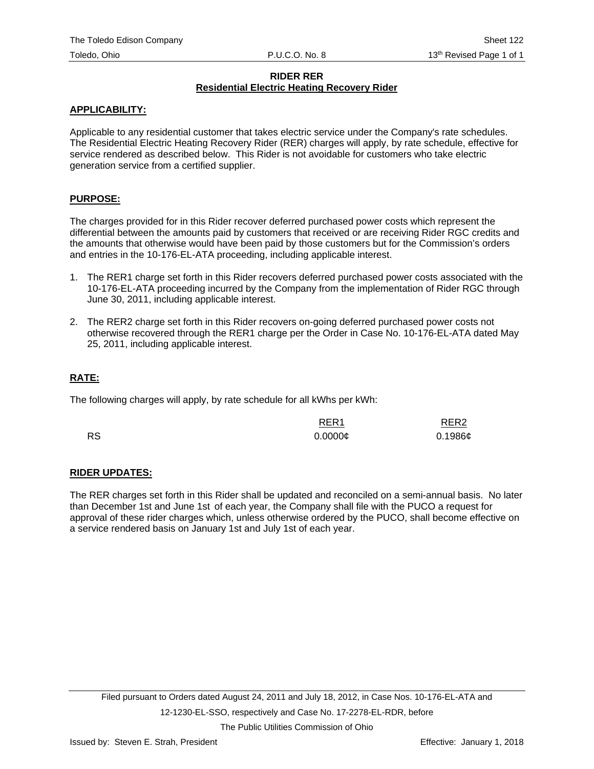**RIDER RER**
**Residential Electric Heating Recovery Rider**

**APPLICABILITY:**

Applicable to any residential customer that takes electric service under the Company's rate schedules. The Residential Electric Heating Recovery Rider (RER) charges will apply, by rate schedule, effective for service rendered as described below. This Rider is not avoidable for customers who take electric generation service from a certified supplier.

**PURPOSE:**

The charges provided for in this Rider recover deferred purchased power costs which represent the differential between the amounts paid by customers that received or are receiving Rider RGC credits and the amounts that otherwise would have been paid by those customers but for the Commission's orders and entries in the 10-176-EL-ATA proceeding, including applicable interest.

1. The RER1 charge set forth in this Rider recovers deferred purchased power costs associated with the 10-176-EL-ATA proceeding incurred by the Company from the implementation of Rider RGC through June 30, 2011, including applicable interest.

2. The RER2 charge set forth in this Rider recovers on-going deferred purchased power costs not otherwise recovered through the RER1 charge per the Order in Case No. 10-176-EL-ATA dated May 25, 2011, including applicable interest.

**RATE:**

The following charges will apply, by rate schedule for all kWhs per kWh:

| | RER1 | RER2 |
|---|---|---|
| RS | 0.0000¢ | 0.1986¢ |

**RIDER UPDATES:**

The RER charges set forth in this Rider shall be updated and reconciled on a semi-annual basis. No later than December 1st and June 1st of each year, the Company shall file with the PUCO a request for approval of these rider charges which, unless otherwise ordered by the PUCO, shall become effective on a service rendered basis on January 1st and July 1st of each year.

Filed pursuant to Orders dated August 24, 2011 and July 18, 2012, in Case Nos. 10-176-EL-ATA and 12-1230-EL-SSO, respectively and Case No. 17-2278-EL-RDR, before The Public Utilities Commission of Ohio

Issued by: Steven E. Strah, President

Effective: January 1, 2018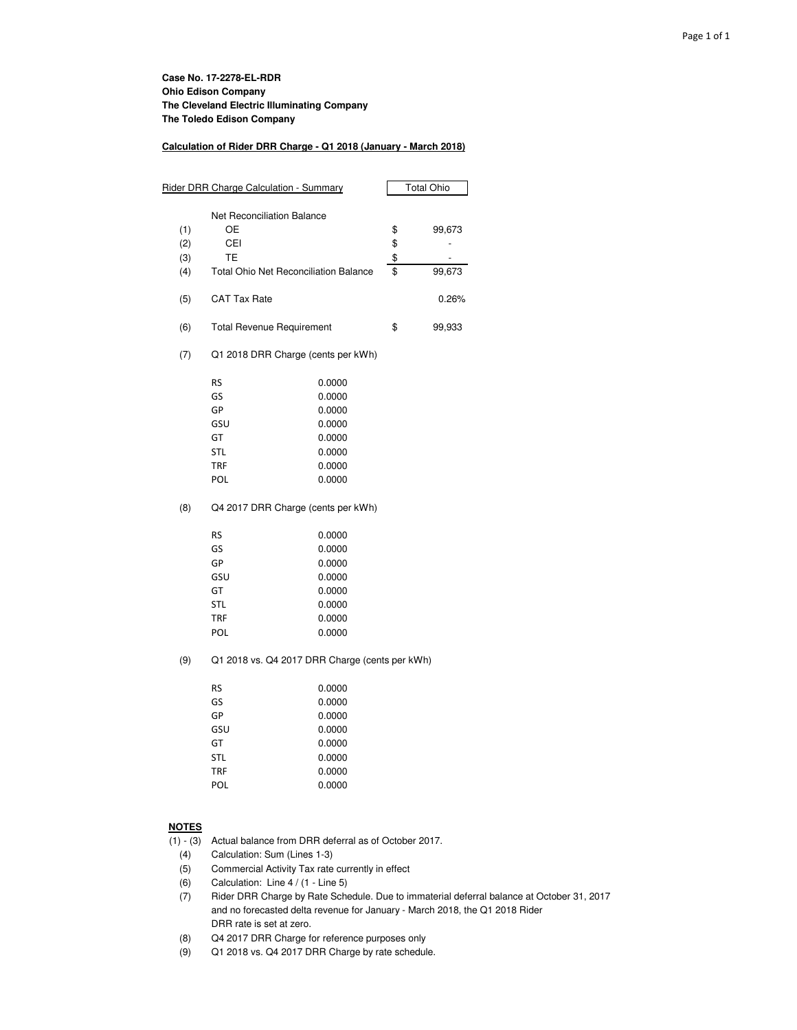**Case No. 17-2278-EL-RDR**
**Ohio Edison Company**
**The Cleveland Electric Illuminating Company**
**The Toledo Edison Company**

**Calculation of Rider DRR Charge - Q1 2018 (January - March 2018)**

| | Rider DRR Charge Calculation - Summary | | Total Ohio |
|---|---|---|---|
| | Net Reconciliation Balance | | |
| (1) | OE | $ | 99,673 |
| (2) | CEI | $ | - |
| (3) | TE | $ | - |
| (4) | Total Ohio Net Reconciliation Balance | $ | 99,673 |
| (5) | CAT Tax Rate | | 0.26% |
| (6) | Total Revenue Requirement | $ | 99,933 |

(7) Q1 2018 DRR Charge (cents per kWh)

| | |
|---|---|
| RS | 0.0000 |
| GS | 0.0000 |
| GP | 0.0000 |
| GSU | 0.0000 |
| GT | 0.0000 |
| STL | 0.0000 |
| TRF | 0.0000 |
| POL | 0.0000 |

(8) Q4 2017 DRR Charge (cents per kWh)

| | |
|---|---|
| RS | 0.0000 |
| GS | 0.0000 |
| GP | 0.0000 |
| GSU | 0.0000 |
| GT | 0.0000 |
| STL | 0.0000 |
| TRF | 0.0000 |
| POL | 0.0000 |

(9) Q1 2018 vs. Q4 2017 DRR Charge (cents per kWh)

| | |
|---|---|
| RS | 0.0000 |
| GS | 0.0000 |
| GP | 0.0000 |
| GSU | 0.0000 |
| GT | 0.0000 |
| STL | 0.0000 |
| TRF | 0.0000 |
| POL | 0.0000 |

**NOTES**

(1) - (3) Actual balance from DRR deferral as of October 2017.
(4) Calculation: Sum (Lines 1-3)
(5) Commercial Activity Tax rate currently in effect
(6) Calculation: Line 4 / (1 - Line 5)
(7) Rider DRR Charge by Rate Schedule. Due to immaterial deferral balance at October 31, 2017 and no forecasted delta revenue for January - March 2018, the Q1 2018 Rider DRR rate is set at zero.
(8) Q4 2017 DRR Charge for reference purposes only
(9) Q1 2018 vs. Q4 2017 DRR Charge by rate schedule.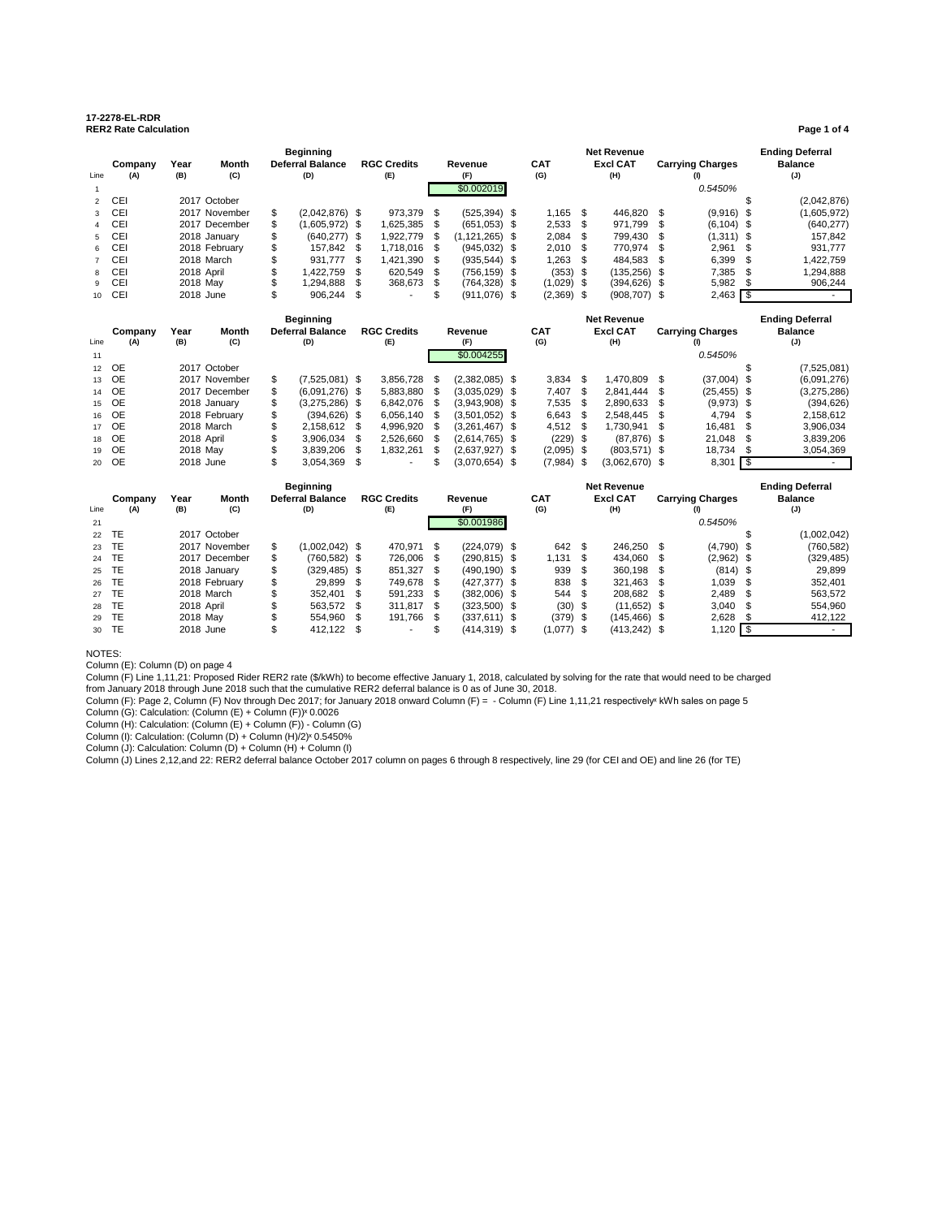**17-2278-EL-RDR**
**RER2 Rate Calculation**

| Line | Company (A) | Year (B) | Month (C) | Beginning Deferral Balance (D) | RGC Credits (E) | Revenue (F) | CAT (G) | Net Revenue Excl CAT (H) | Carrying Charges (I) | Ending Deferral Balance (J) |
|---|---|---|---|---|---|---|---|---|---|---|
| 1 | | | | | | $0.002019 | | | 0.5450% | |
| 2 | CEI | 2017 | October | | | | | | | $ (2,042,876) |
| 3 | CEI | 2017 | November | $ (2,042,876) | $ 973,379 | $ (525,394) | $ 1,165 | $ 446,820 | $ (9,916) | $ (1,605,972) |
| 4 | CEI | 2017 | December | $ (1,605,972) | $ 1,625,385 | $ (651,053) | $ 2,533 | $ 971,799 | $ (6,104) | $ (640,277) |
| 5 | CEI | 2018 | January | $ (640,277) | $ 1,922,779 | $ (1,121,265) | $ 2,084 | $ 799,430 | $ (1,311) | $ 157,842 |
| 6 | CEI | 2018 | February | $ 157,842 | $ 1,718,016 | $ (945,032) | $ 2,010 | $ 770,974 | $ 2,961 | $ 931,777 |
| 7 | CEI | 2018 | March | $ 931,777 | $ 1,421,390 | $ (935,544) | $ 1,263 | $ 484,583 | $ 6,399 | $ 1,422,759 |
| 8 | CEI | 2018 | April | $ 1,422,759 | $ 620,549 | $ (756,159) | $ (353) | $ (135,256) | $ 7,385 | $ 1,294,888 |
| 9 | CEI | 2018 | May | $ 1,294,888 | $ 368,673 | $ (764,328) | $ (1,029) | $ (394,626) | $ 5,982 | $ 906,244 |
| 10 | CEI | 2018 | June | $ 906,244 | $ - | $ (911,076) | $ (2,369) | $ (908,707) | $ 2,463 | $ - |

| Line | Company (A) | Year (B) | Month (C) | Beginning Deferral Balance (D) | RGC Credits (E) | Revenue (F) | CAT (G) | Net Revenue Excl CAT (H) | Carrying Charges (I) | Ending Deferral Balance (J) |
|---|---|---|---|---|---|---|---|---|---|---|
| 11 | | | | | | $0.004255 | | | 0.5450% | |
| 12 | OE | 2017 | October | | | | | | | $ (7,525,081) |
| 13 | OE | 2017 | November | $ (7,525,081) | $ 3,856,728 | $ (2,382,085) | $ 3,834 | $ 1,470,809 | $ (37,004) | $ (6,091,276) |
| 14 | OE | 2017 | December | $ (6,091,276) | $ 5,883,880 | $ (3,035,029) | $ 7,407 | $ 2,841,444 | $ (25,455) | $ (3,275,286) |
| 15 | OE | 2018 | January | $ (3,275,286) | $ 6,842,076 | $ (3,943,908) | $ 7,535 | $ 2,890,633 | $ (9,973) | $ (394,626) |
| 16 | OE | 2018 | February | $ (394,626) | $ 6,056,140 | $ (3,501,052) | $ 6,643 | $ 2,548,445 | $ 4,794 | $ 2,158,612 |
| 17 | OE | 2018 | March | $ 2,158,612 | $ 4,996,920 | $ (3,261,467) | $ 4,512 | $ 1,730,941 | $ 16,481 | $ 3,906,034 |
| 18 | OE | 2018 | April | $ 3,906,034 | $ 2,526,660 | $ (2,614,765) | $ (229) | $ (87,876) | $ 21,048 | $ 3,839,206 |
| 19 | OE | 2018 | May | $ 3,839,206 | $ 1,832,261 | $ (2,637,927) | $ (2,095) | $ (803,571) | $ 18,734 | $ 3,054,369 |
| 20 | OE | 2018 | June | $ 3,054,369 | $ - | $ (3,070,654) | $ (7,984) | $ (3,062,670) | $ 8,301 | $ - |

| Line | Company (A) | Year (B) | Month (C) | Beginning Deferral Balance (D) | RGC Credits (E) | Revenue (F) | CAT (G) | Net Revenue Excl CAT (H) | Carrying Charges (I) | Ending Deferral Balance (J) |
|---|---|---|---|---|---|---|---|---|---|---|
| 21 | | | | | | $0.001986 | | | 0.5450% | |
| 22 | TE | 2017 | October | | | | | | | $ (1,002,042) |
| 23 | TE | 2017 | November | $ (1,002,042) | $ 470,971 | $ (224,079) | $ 642 | $ 246,250 | $ (4,790) | $ (760,582) |
| 24 | TE | 2017 | December | $ (760,582) | $ 726,006 | $ (290,815) | $ 1,131 | $ 434,060 | $ (2,962) | $ (329,485) |
| 25 | TE | 2018 | January | $ (329,485) | $ 851,327 | $ (490,190) | $ 939 | $ 360,198 | $ (814) | $ 29,899 |
| 26 | TE | 2018 | February | $ 29,899 | $ 749,678 | $ (427,377) | $ 838 | $ 321,463 | $ 1,039 | $ 352,401 |
| 27 | TE | 2018 | March | $ 352,401 | $ 591,233 | $ (382,006) | $ 544 | $ 208,682 | $ 2,489 | $ 563,572 |
| 28 | TE | 2018 | April | $ 563,572 | $ 311,817 | $ (323,500) | $ (30) | $ (11,652) | $ 3,040 | $ 554,960 |
| 29 | TE | 2018 | May | $ 554,960 | $ 191,766 | $ (337,611) | $ (379) | $ (145,466) | $ 2,628 | $ 412,122 |
| 30 | TE | 2018 | June | $ 412,122 | $ - | $ (414,319) | $ (1,077) | $ (413,242) | $ 1,120 | $ - |

NOTES:
Column (E): Column (D) on page 4
Column (F) Line 1,11,21: Proposed Rider RER2 rate ($/kWh) to become effective January 1, 2018, calculated by solving for the rate that would need to be charged from January 2018 through June 2018 such that the cumulative RER2 deferral balance is 0 as of June 30, 2018.
Column (F): Page 2, Column (F) Nov through Dec 2017; for January 2018 onward Column (F) = - Column (F) Line 1,11,21 respectively x kWh sales on page 5
Column (G): Calculation: (Column (E) + Column (F)) x 0.0026
Column (H): Calculation: (Column (E) + Column (F)) - Column (G)
Column (I): Calculation: (Column (D) + Column (H)/2) x 0.5450%
Column (J): Calculation: Column (D) + Column (H) + Column (I)
Column (J) Lines 2,12,and 22: RER2 deferral balance October 2017 column on pages 6 through 8 respectively, line 29 (for CEI and OE) and line 26 (for TE)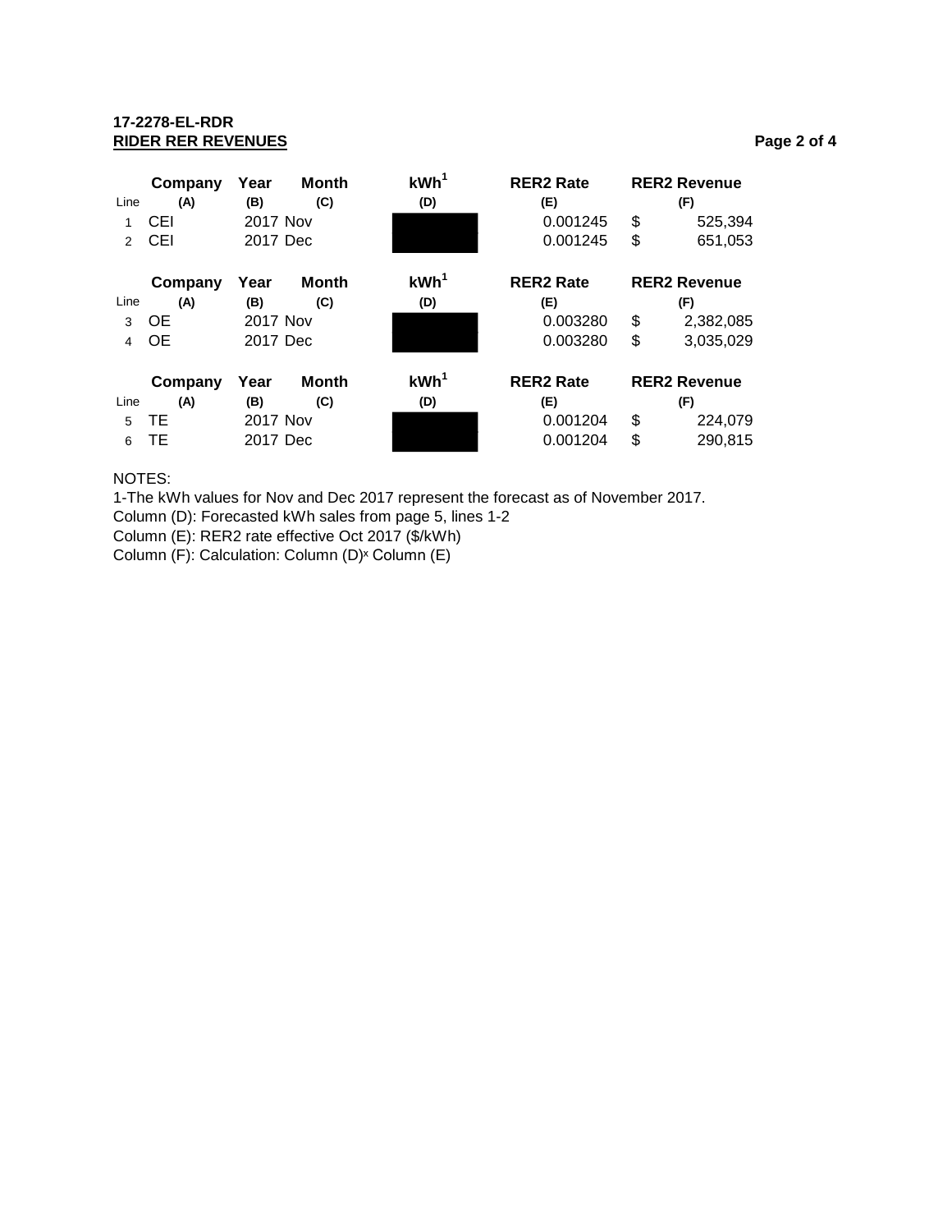**17-2278-EL-RDR**
**RIDER RER REVENUES**

| Line | Company (A) | Year (B) | Month (C) | kWh[1] (D) | RER2 Rate (E) | RER2 Revenue (F) |
|---|---|---|---|---|---|---|
| 1 | CEI | 2017 | Nov | | 0.001245 | $ 525,394 |
| 2 | CEI | 2017 | Dec | | 0.001245 | $ 651,053 |

| Line | Company (A) | Year (B) | Month (C) | kWh[1] (D) | RER2 Rate (E) | RER2 Revenue (F) |
|---|---|---|---|---|---|---|
| 3 | OE | 2017 | Nov | | 0.003280 | $ 2,382,085 |
| 4 | OE | 2017 | Dec | | 0.003280 | $ 3,035,029 |

| Line | Company (A) | Year (B) | Month (C) | kWh[1] (D) | RER2 Rate (E) | RER2 Revenue (F) |
|---|---|---|---|---|---|---|
| 5 | TE | 2017 | Nov | | 0.001204 | $ 224,079 |
| 6 | TE | 2017 | Dec | | 0.001204 | $ 290,815 |

NOTES:
1-The kWh values for Nov and Dec 2017 represent the forecast as of November 2017.
Column (D): Forecasted kWh sales from page 5, lines 1-2
Column (E): RER2 rate effective Oct 2017 ($/kWh)
Column (F): Calculation: Column (D) x Column (E)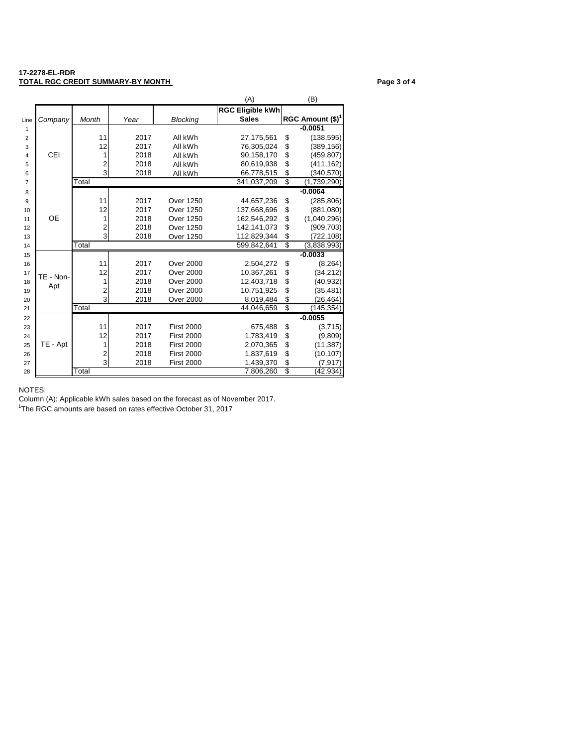**17-2278-EL-RDR**
**TOTAL RGC CREDIT SUMMARY-BY MONTH**

| | | | | | (A) | (B) |
|---|---|---|---|---|---|---|
| Line | *Company* | *Month* | *Year* | *Blocking* | **RGC Eligible kWh Sales** | **RGC Amount ($)[1]** |
| 1 | CEI | | | | | **-0.0051** |
| 2 | | 11 | 2017 | All kWh | 27,175,561 | $ (138,595) |
| 3 | | 12 | 2017 | All kWh | 76,305,024 | $ (389,156) |
| 4 | | 1 | 2018 | All kWh | 90,158,170 | $ (459,807) |
| 5 | | 2 | 2018 | All kWh | 80,619,938 | $ (411,162) |
| 6 | | 3 | 2018 | All kWh | 66,778,515 | $ (340,570) |
| 7 | | Total | | | 341,037,209 | $ (1,739,290) |
| 8 | OE | | | | | **-0.0064** |
| 9 | | 11 | 2017 | Over 1250 | 44,657,236 | $ (285,806) |
| 10 | | 12 | 2017 | Over 1250 | 137,668,696 | $ (881,080) |
| 11 | | 1 | 2018 | Over 1250 | 162,546,292 | $ (1,040,296) |
| 12 | | 2 | 2018 | Over 1250 | 142,141,073 | $ (909,703) |
| 13 | | 3 | 2018 | Over 1250 | 112,829,344 | $ (722,108) |
| 14 | | Total | | | 599,842,641 | $ (3,838,993) |
| 15 | TE - Non-Apt | | | | | **-0.0033** |
| 16 | | 11 | 2017 | Over 2000 | 2,504,272 | $ (8,264) |
| 17 | | 12 | 2017 | Over 2000 | 10,367,261 | $ (34,212) |
| 18 | | 1 | 2018 | Over 2000 | 12,403,718 | $ (40,932) |
| 19 | | 2 | 2018 | Over 2000 | 10,751,925 | $ (35,481) |
| 20 | | 3 | 2018 | Over 2000 | 8,019,484 | $ (26,464) |
| 21 | | Total | | | 44,046,659 | $ (145,354) |
| 22 | TE - Apt | | | | | **-0.0055** |
| 23 | | 11 | 2017 | First 2000 | 675,488 | $ (3,715) |
| 24 | | 12 | 2017 | First 2000 | 1,783,419 | $ (9,809) |
| 25 | | 1 | 2018 | First 2000 | 2,070,365 | $ (11,387) |
| 26 | | 2 | 2018 | First 2000 | 1,837,619 | $ (10,107) |
| 27 | | 3 | 2018 | First 2000 | 1,439,370 | $ (7,917) |
| 28 | | Total | | | 7,806,260 | $ (42,934) |

NOTES:
Column (A): Applicable kWh sales based on the forecast as of November 2017.
[1]The RGC amounts are based on rates effective October 31, 2017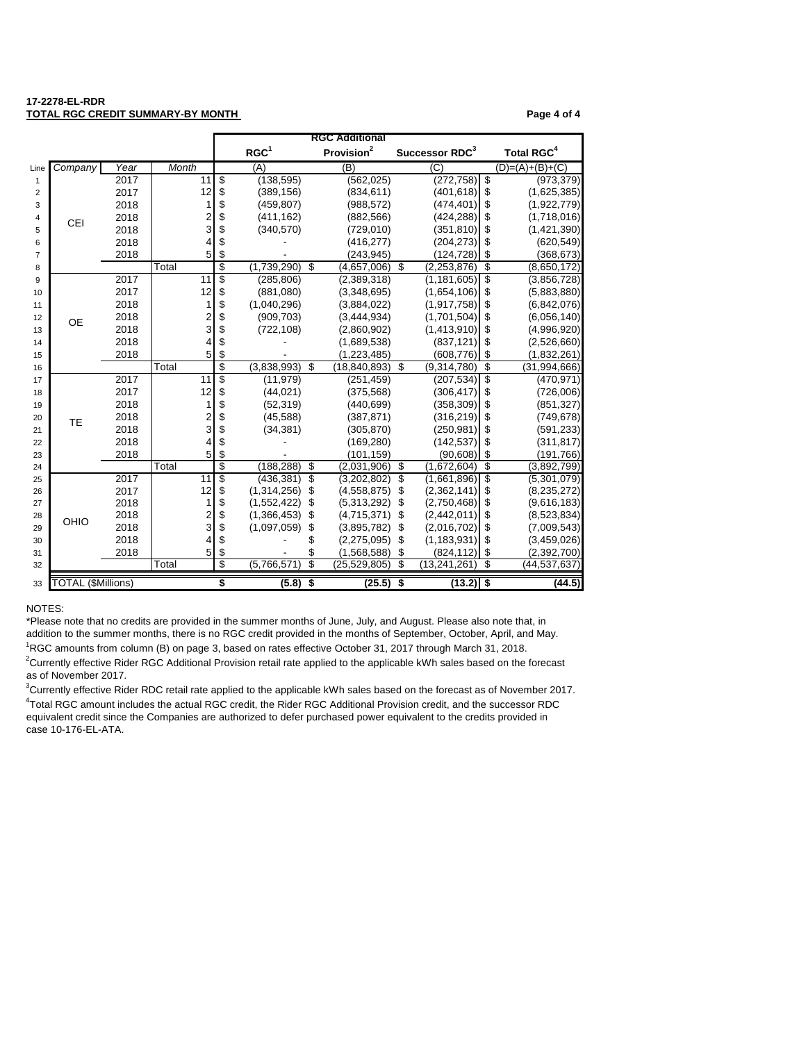**17-2278-EL-RDR**
**TOTAL RGC CREDIT SUMMARY-BY MONTH**

| Line | Company | Year | Month | RGC[1] | RGC Additional Provision[2] | Successor RDC[3] | Total RGC[4] |
|---|---|---|---|---|---|---|---|
| | | | | (A) | (B) | (C) | (D)=(A)+(B)+(C) |
| 1 | CEI | 2017 | 11 | $ (138,595) | (562,025) | (272,758) | $ (973,379) |
| 2 | | 2017 | 12 | $ (389,156) | (834,611) | (401,618) | $ (1,625,385) |
| 3 | | 2018 | 1 | $ (459,807) | (988,572) | (474,401) | $ (1,922,779) |
| 4 | | 2018 | 2 | $ (411,162) | (882,566) | (424,288) | $ (1,718,016) |
| 5 | | 2018 | 3 | $ (340,570) | (729,010) | (351,810) | $ (1,421,390) |
| 6 | | 2018 | 4 | $ - | (416,277) | (204,273) | $ (620,549) |
| 7 | | 2018 | 5 | $ - | (243,945) | (124,728) | $ (368,673) |
| 8 | | | Total | $ (1,739,290) | $ (4,657,006) | $ (2,253,876) | $ (8,650,172) |
| 9 | OE | 2017 | 11 | $ (285,806) | (2,389,318) | (1,181,605) | $ (3,856,728) |
| 10 | | 2017 | 12 | $ (881,080) | (3,348,695) | (1,654,106) | $ (5,883,880) |
| 11 | | 2018 | 1 | $ (1,040,296) | (3,884,022) | (1,917,758) | $ (6,842,076) |
| 12 | | 2018 | 2 | $ (909,703) | (3,444,934) | (1,701,504) | $ (6,056,140) |
| 13 | | 2018 | 3 | $ (722,108) | (2,860,902) | (1,413,910) | $ (4,996,920) |
| 14 | | 2018 | 4 | $ - | (1,689,538) | (837,121) | $ (2,526,660) |
| 15 | | 2018 | 5 | $ - | (1,223,485) | (608,776) | $ (1,832,261) |
| 16 | | | Total | $ (3,838,993) | $ (18,840,893) | $ (9,314,780) | $ (31,994,666) |
| 17 | TE | 2017 | 11 | $ (11,979) | (251,459) | (207,534) | $ (470,971) |
| 18 | | 2017 | 12 | $ (44,021) | (375,568) | (306,417) | $ (726,006) |
| 19 | | 2018 | 1 | $ (52,319) | (440,699) | (358,309) | $ (851,327) |
| 20 | | 2018 | 2 | $ (45,588) | (387,871) | (316,219) | $ (749,678) |
| 21 | | 2018 | 3 | $ (34,381) | (305,870) | (250,981) | $ (591,233) |
| 22 | | 2018 | 4 | $ - | (169,280) | (142,537) | $ (311,817) |
| 23 | | 2018 | 5 | $ - | (101,159) | (90,608) | $ (191,766) |
| 24 | | | Total | $ (188,288) | $ (2,031,906) | $ (1,672,604) | $ (3,892,799) |
| 25 | OHIO | 2017 | 11 | $ (436,381) | $ (3,202,802) | $ (1,661,896) | $ (5,301,079) |
| 26 | | 2017 | 12 | $ (1,314,256) | $ (4,558,875) | $ (2,362,141) | $ (8,235,272) |
| 27 | | 2018 | 1 | $ (1,552,422) | $ (5,313,292) | $ (2,750,468) | $ (9,616,183) |
| 28 | | 2018 | 2 | $ (1,366,453) | $ (4,715,371) | $ (2,442,011) | $ (8,523,834) |
| 29 | | 2018 | 3 | $ (1,097,059) | $ (3,895,782) | $ (2,016,702) | $ (7,009,543) |
| 30 | | 2018 | 4 | $ - | $ (2,275,095) | $ (1,183,931) | $ (3,459,026) |
| 31 | | 2018 | 5 | $ - | $ (1,568,588) | $ (824,112) | $ (2,392,700) |
| 32 | | | Total | $ (5,766,571) | $ (25,529,805) | $ (13,241,261) | $ (44,537,637) |
| 33 | TOTAL ($Millions) | | | $ (5.8) | $ (25.5) | $ (13.2) | $ (44.5) |

NOTES:

*Please note that no credits are provided in the summer months of June, July, and August. Please also note that, in addition to the summer months, there is no RGC credit provided in the months of September, October, April, and May.

[1] RGC amounts from column (B) on page 3, based on rates effective October 31, 2017 through March 31, 2018.

[2] Currently effective Rider RGC Additional Provision retail rate applied to the applicable kWh sales based on the forecast as of November 2017.

[3] Currently effective Rider RDC retail rate applied to the applicable kWh sales based on the forecast as of November 2017.

[4] Total RGC amount includes the actual RGC credit, the Rider RGC Additional Provision credit, and the successor RDC equivalent credit since the Companies are authorized to defer purchased power equivalent to the credits provided in case 10-176-EL-ATA.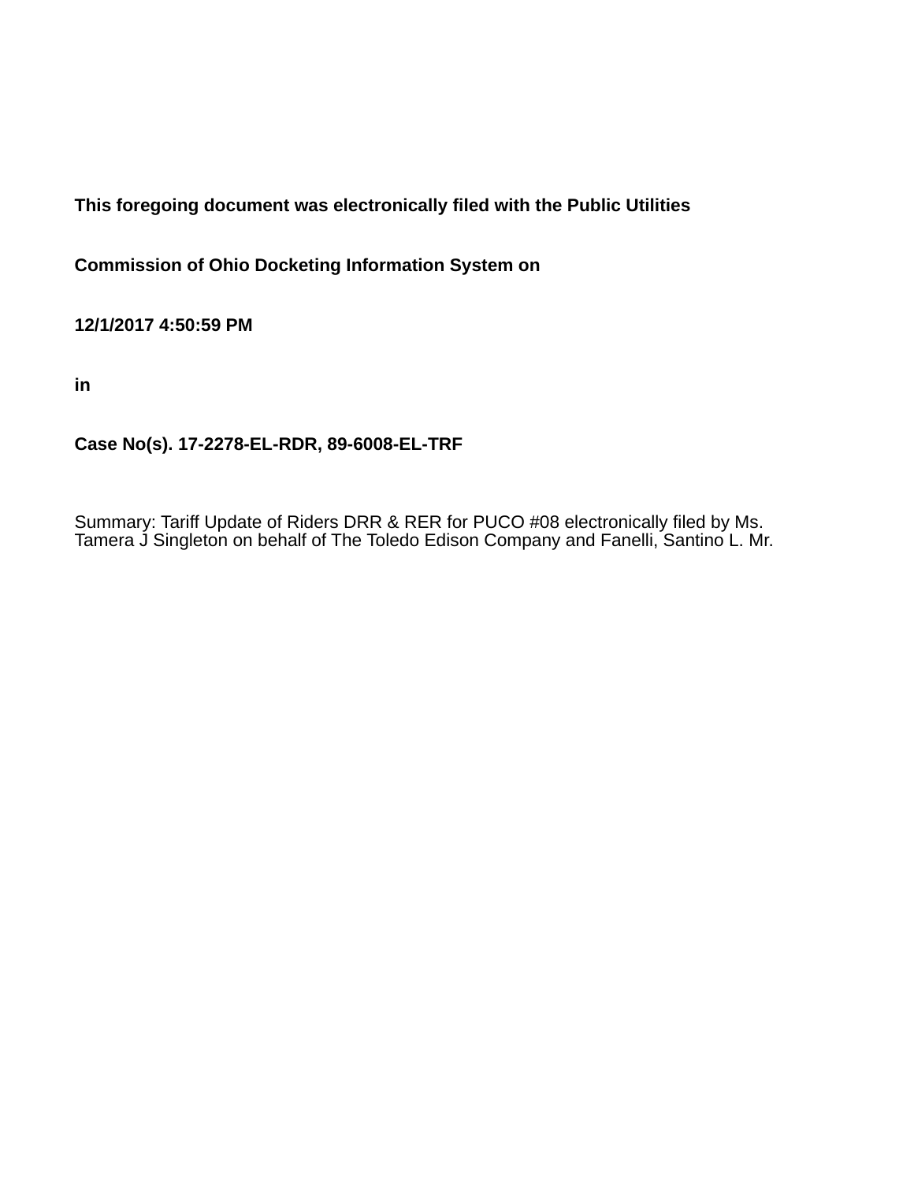**This foregoing document was electronically filed with the Public Utilities**

**Commission of Ohio Docketing Information System on**

**12/1/2017 4:50:59 PM**

**in**

**Case No(s). 17-2278-EL-RDR, 89-6008-EL-TRF**

Summary: Tariff Update of Riders DRR & RER for PUCO #08 electronically filed by Ms. Tamera J Singleton on behalf of The Toledo Edison Company and Fanelli, Santino L. Mr.